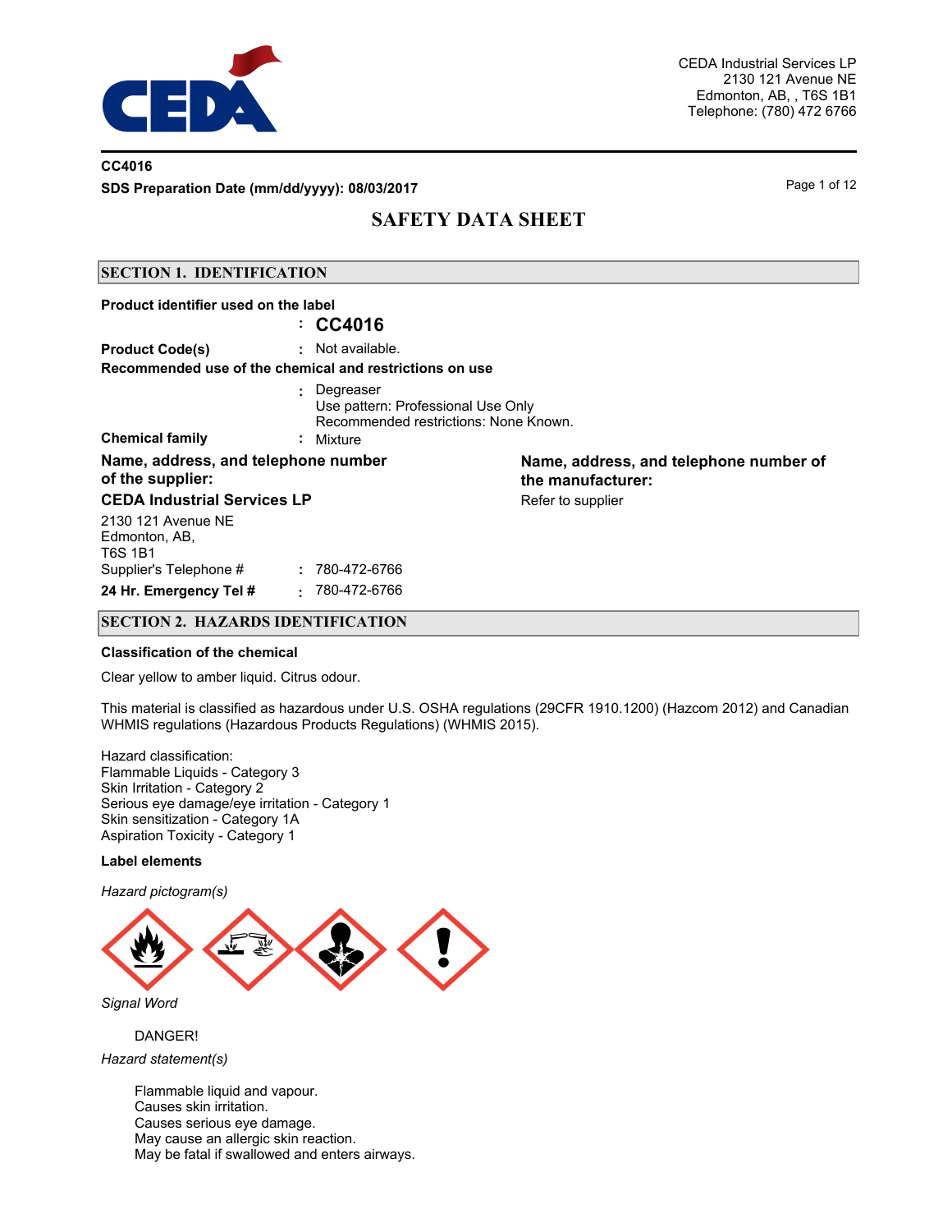CEDA Industrial Services LP
2130 121 Avenue NE
Edmonton, AB, , T6S 1B1
Telephone: (780) 472 6766

**CC4016**

**SDS Preparation Date (mm/dd/yyyy): 08/03/2017**

# SAFETY DATA SHEET

## SECTION 1. IDENTIFICATION

**Product identifier used on the label**

: **CC4016**

**Product Code(s)** : Not available.

**Recommended use of the chemical and restrictions on use**

: Degreaser
Use pattern: Professional Use Only
Recommended restrictions: None Known.

**Chemical family** : Mixture

**Name, address, and telephone number of the supplier:**

**CEDA Industrial Services LP**

2130 121 Avenue NE
Edmonton, AB,
T6S 1B1

Supplier's Telephone # : 780-472-6766

**24 Hr. Emergency Tel #** : 780-472-6766

**Name, address, and telephone number of the manufacturer:**

Refer to supplier

## SECTION 2. HAZARDS IDENTIFICATION

**Classification of the chemical**

Clear yellow to amber liquid. Citrus odour.

This material is classified as hazardous under U.S. OSHA regulations (29CFR 1910.1200) (Hazcom 2012) and Canadian WHMIS regulations (Hazardous Products Regulations) (WHMIS 2015).

Hazard classification:
Flammable Liquids - Category 3
Skin Irritation - Category 2
Serious eye damage/eye irritation - Category 1
Skin sensitization - Category 1A
Aspiration Toxicity - Category 1

**Label elements**

*Hazard pictogram(s)*

*Signal Word*

DANGER!

*Hazard statement(s)*

Flammable liquid and vapour.
Causes skin irritation.
Causes serious eye damage.
May cause an allergic skin reaction.
May be fatal if swallowed and enters airways.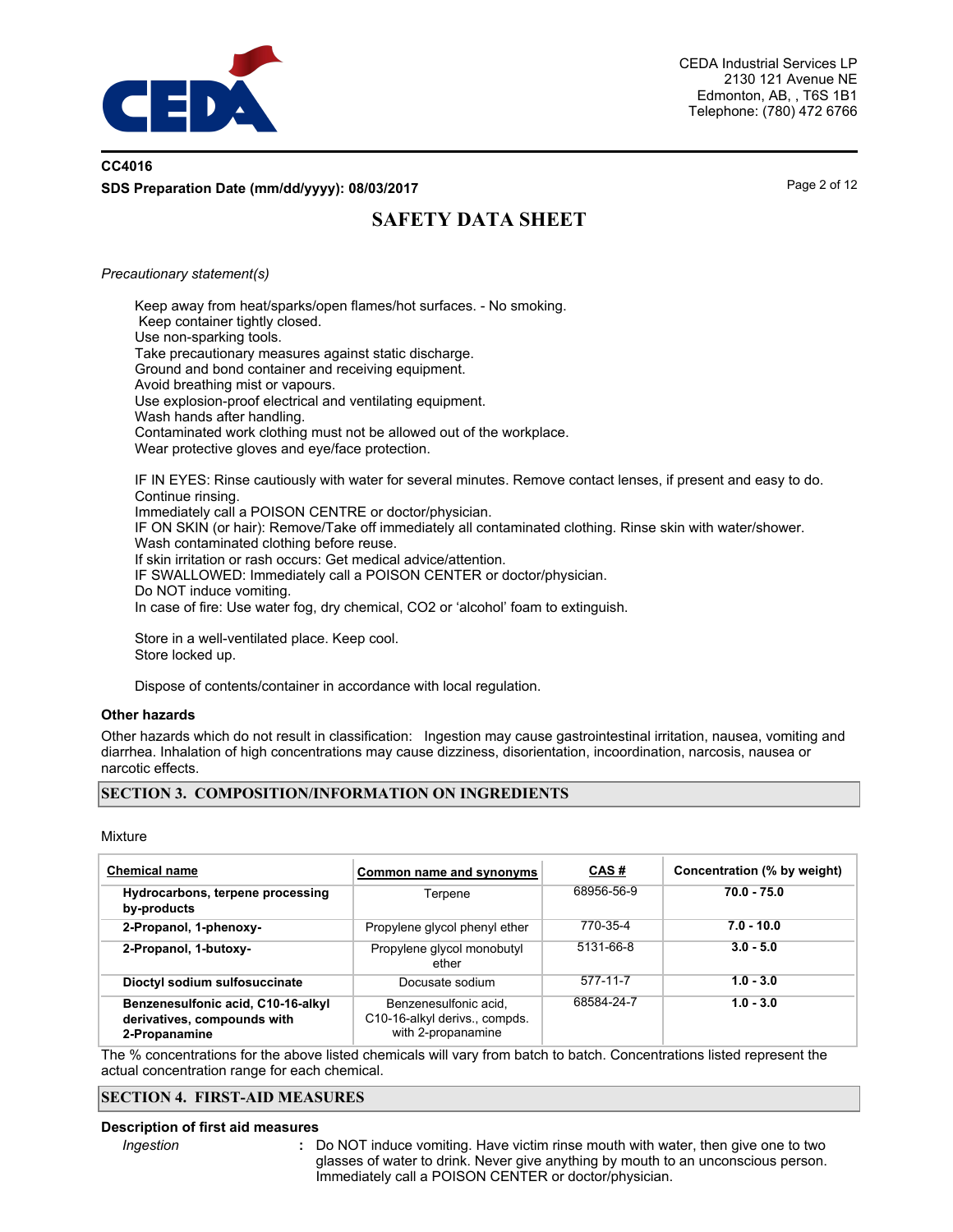*Precautionary statement(s)*

Keep away from heat/sparks/open flames/hot surfaces. - No smoking.
Keep container tightly closed.
Use non-sparking tools.
Take precautionary measures against static discharge.
Ground and bond container and receiving equipment.
Avoid breathing mist or vapours.
Use explosion-proof electrical and ventilating equipment.
Wash hands after handling.
Contaminated work clothing must not be allowed out of the workplace.
Wear protective gloves and eye/face protection.

IF IN EYES: Rinse cautiously with water for several minutes. Remove contact lenses, if present and easy to do. Continue rinsing.
Immediately call a POISON CENTRE or doctor/physician.
IF ON SKIN (or hair): Remove/Take off immediately all contaminated clothing. Rinse skin with water/shower.
Wash contaminated clothing before reuse.
If skin irritation or rash occurs: Get medical advice/attention.
IF SWALLOWED: Immediately call a POISON CENTER or doctor/physician.
Do NOT induce vomiting.
In case of fire: Use water fog, dry chemical, $CO_2$ or 'alcohol' foam to extinguish.

Store in a well-ventilated place. Keep cool.
Store locked up.

Dispose of contents/container in accordance with local regulation.

### Other hazards

Other hazards which do not result in classification: Ingestion may cause gastrointestinal irritation, nausea, vomiting and diarrhea. Inhalation of high concentrations may cause dizziness, disorientation, incoordination, narcosis, nausea or narcotic effects.

## SECTION 3. COMPOSITION/INFORMATION ON INGREDIENTS

Mixture

| Chemical name | Common name and synonyms | CAS # | Concentration (% by weight) |
|---|---|---|---|
| **Hydrocarbons, terpene processing by-products** | Terpene | 68956-56-9 | **70.0 - 75.0** |
| **2-Propanol, 1-phenoxy-** | Propylene glycol phenyl ether | 770-35-4 | **7.0 - 10.0** |
| **2-Propanol, 1-butoxy-** | Propylene glycol monobutyl ether | 5131-66-8 | **3.0 - 5.0** |
| **Dioctyl sodium sulfosuccinate** | Docusate sodium | 577-11-7 | **1.0 - 3.0** |
| **Benzenesulfonic acid, C10-16-alkyl derivatives, compounds with 2-Propanamine** | Benzenesulfonic acid, C10-16-alkyl derivs., compds. with 2-propanamine | 68584-24-7 | **1.0 - 3.0** |

The % concentrations for the above listed chemicals will vary from batch to batch. Concentrations listed represent the actual concentration range for each chemical.

## SECTION 4. FIRST-AID MEASURES

### Description of first aid measures

*Ingestion* : Do NOT induce vomiting. Have victim rinse mouth with water, then give one to two glasses of water to drink. Never give anything by mouth to an unconscious person. Immediately call a POISON CENTER or doctor/physician.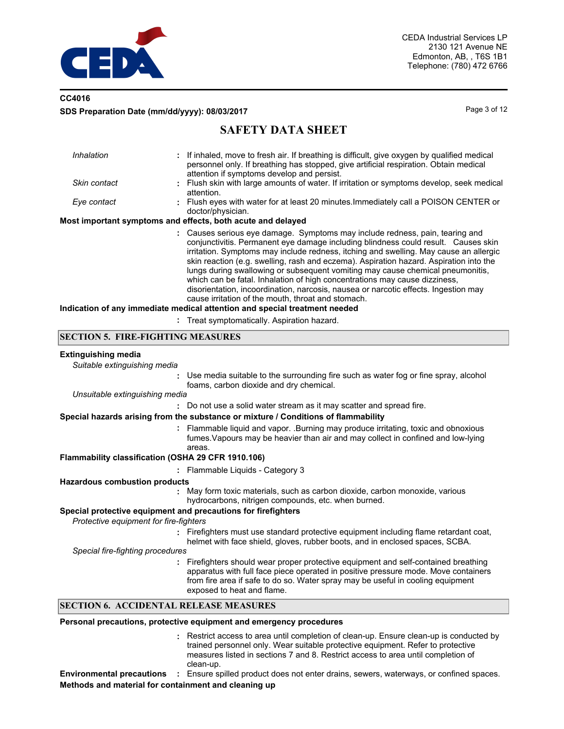*Inhalation* : If inhaled, move to fresh air. If breathing is difficult, give oxygen by qualified medical personnel only. If breathing has stopped, give artificial respiration. Obtain medical attention if symptoms develop and persist.

*Skin contact* : Flush skin with large amounts of water. If irritation or symptoms develop, seek medical attention.

*Eye contact* : Flush eyes with water for at least 20 minutes.Immediately call a POISON CENTER or doctor/physician.

**Most important symptoms and effects, both acute and delayed**

: Causes serious eye damage. Symptoms may include redness, pain, tearing and conjunctivitis. Permanent eye damage including blindness could result. Causes skin irritation. Symptoms may include redness, itching and swelling. May cause an allergic skin reaction (e.g. swelling, rash and eczema). Aspiration hazard. Aspiration into the lungs during swallowing or subsequent vomiting may cause chemical pneumonitis, which can be fatal. Inhalation of high concentrations may cause dizziness, disorientation, incoordination, narcosis, nausea or narcotic effects. Ingestion may cause irritation of the mouth, throat and stomach.

**Indication of any immediate medical attention and special treatment needed**

: Treat symptomatically. Aspiration hazard.

## SECTION 5. FIRE-FIGHTING MEASURES

**Extinguishing media**

*Suitable extinguishing media*

: Use media suitable to the surrounding fire such as water fog or fine spray, alcohol foams, carbon dioxide and dry chemical.

*Unsuitable extinguishing media*

: Do not use a solid water stream as it may scatter and spread fire.

**Special hazards arising from the substance or mixture / Conditions of flammability**

: Flammable liquid and vapor. .Burning may produce irritating, toxic and obnoxious fumes.Vapours may be heavier than air and may collect in confined and low-lying areas.

**Flammability classification (OSHA 29 CFR 1910.106)**

: Flammable Liquids - Category 3

**Hazardous combustion products**

: May form toxic materials, such as carbon dioxide, carbon monoxide, various hydrocarbons, nitrigen compounds, etc. when burned.

**Special protective equipment and precautions for firefighters**

*Protective equipment for fire-fighters*

: Firefighters must use standard protective equipment including flame retardant coat, helmet with face shield, gloves, rubber boots, and in enclosed spaces, SCBA.

*Special fire-fighting procedures*

: Firefighters should wear proper protective equipment and self-contained breathing apparatus with full face piece operated in positive pressure mode. Move containers from fire area if safe to do so. Water spray may be useful in cooling equipment exposed to heat and flame.

## SECTION 6. ACCIDENTAL RELEASE MEASURES

**Personal precautions, protective equipment and emergency procedures**

: Restrict access to area until completion of clean-up. Ensure clean-up is conducted by trained personnel only. Wear suitable protective equipment. Refer to protective measures listed in sections 7 and 8. Restrict access to area until completion of clean-up.

**Environmental precautions** : Ensure spilled product does not enter drains, sewers, waterways, or confined spaces.

**Methods and material for containment and cleaning up**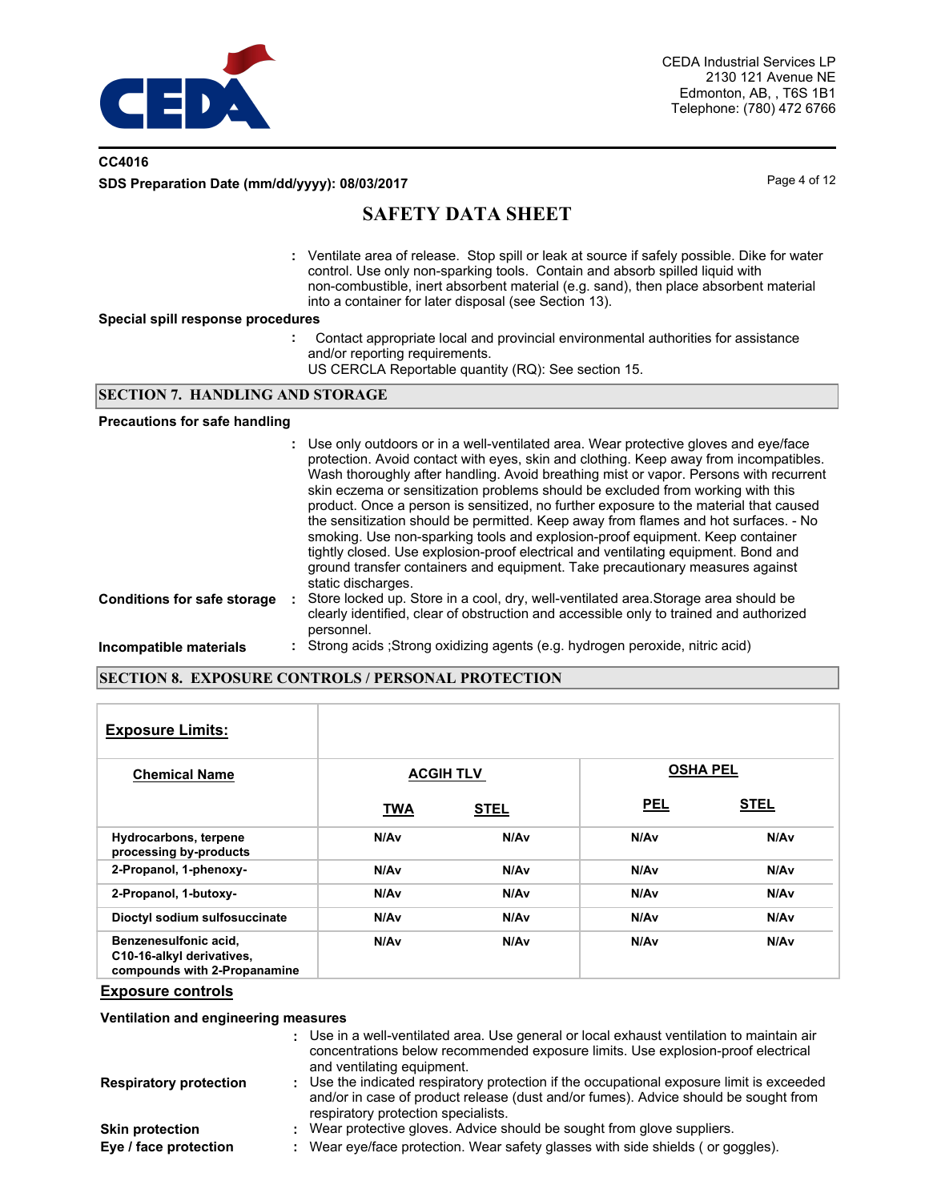: Ventilate area of release. Stop spill or leak at source if safely possible. Dike for water control. Use only non-sparking tools. Contain and absorb spilled liquid with non-combustible, inert absorbent material (e.g. sand), then place absorbent material into a container for later disposal (see Section 13).

**Special spill response procedures**

: Contact appropriate local and provincial environmental authorities for assistance and/or reporting requirements.
US CERCLA Reportable quantity (RQ): See section 15.

## SECTION 7. HANDLING AND STORAGE

**Precautions for safe handling**

: Use only outdoors or in a well-ventilated area. Wear protective gloves and eye/face protection. Avoid contact with eyes, skin and clothing. Keep away from incompatibles. Wash thoroughly after handling. Avoid breathing mist or vapor. Persons with recurrent skin eczema or sensitization problems should be excluded from working with this product. Once a person is sensitized, no further exposure to the material that caused the sensitization should be permitted. Keep away from flames and hot surfaces. - No smoking. Use non-sparking tools and explosion-proof equipment. Keep container tightly closed. Use explosion-proof electrical and ventilating equipment. Bond and ground transfer containers and equipment. Take precautionary measures against static discharges.

**Conditions for safe storage** : Store locked up. Store in a cool, dry, well-ventilated area.Storage area should be clearly identified, clear of obstruction and accessible only to trained and authorized personnel.

**Incompatible materials** : Strong acids ;Strong oxidizing agents (e.g. hydrogen peroxide, nitric acid)

## SECTION 8. EXPOSURE CONTROLS / PERSONAL PROTECTION

**Exposure Limits:**

| Chemical Name | ACGIH TLV | | OSHA PEL | |
|---|---|---|---|---|
| | TWA | STEL | PEL | STEL |
| Hydrocarbons, terpene processing by-products | N/Av | N/Av | N/Av | N/Av |
| 2-Propanol, 1-phenoxy- | N/Av | N/Av | N/Av | N/Av |
| 2-Propanol, 1-butoxy- | N/Av | N/Av | N/Av | N/Av |
| Dioctyl sodium sulfosuccinate | N/Av | N/Av | N/Av | N/Av |
| Benzenesulfonic acid, C10-16-alkyl derivatives, compounds with 2-Propanamine | N/Av | N/Av | N/Av | N/Av |

**Exposure controls**

**Ventilation and engineering measures**

: Use in a well-ventilated area. Use general or local exhaust ventilation to maintain air concentrations below recommended exposure limits. Use explosion-proof electrical and ventilating equipment.

**Respiratory protection** : Use the indicated respiratory protection if the occupational exposure limit is exceeded and/or in case of product release (dust and/or fumes). Advice should be sought from respiratory protection specialists.

**Skin protection** : Wear protective gloves. Advice should be sought from glove suppliers.

**Eye / face protection** : Wear eye/face protection. Wear safety glasses with side shields ( or goggles).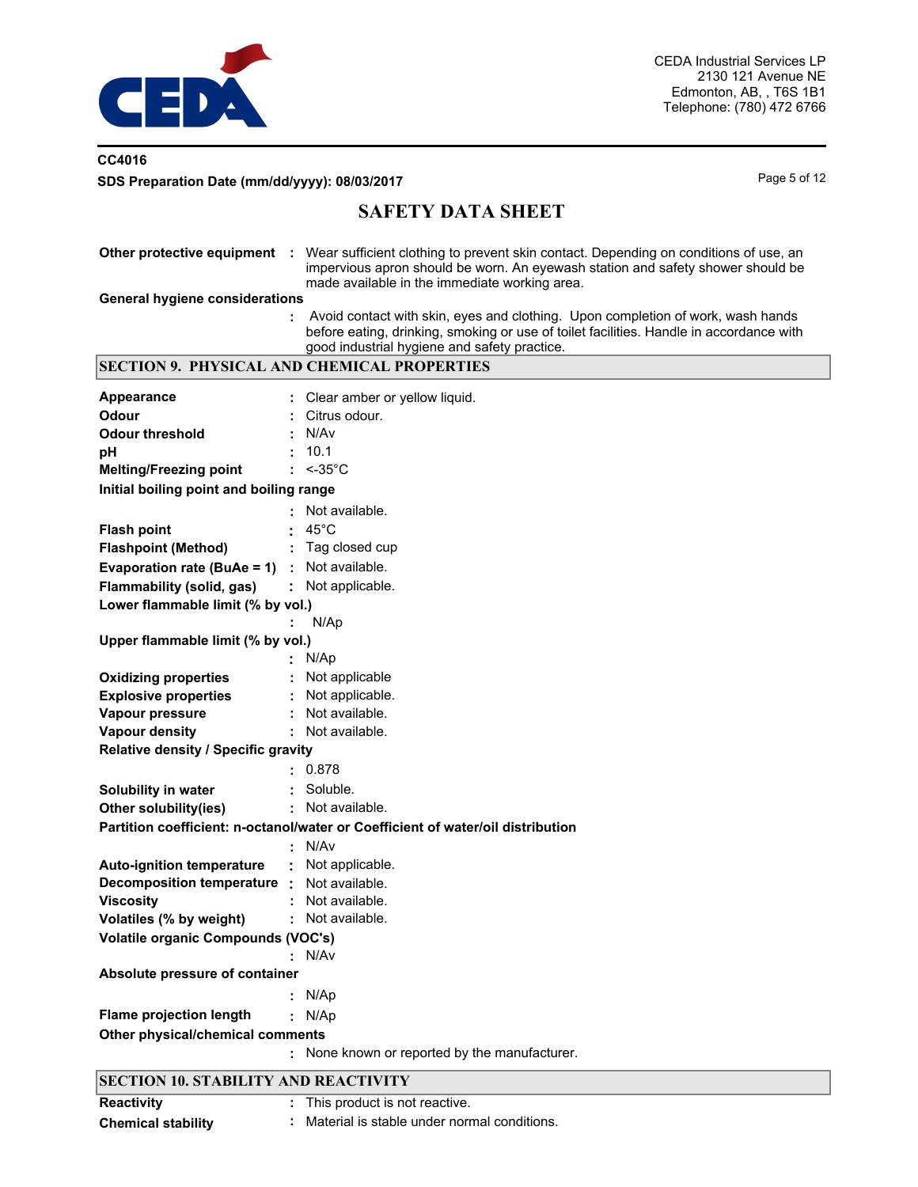| | | |
|---|---|---|
| **Other protective equipment** | : | Wear sufficient clothing to prevent skin contact. Depending on conditions of use, an impervious apron should be worn. An eyewash station and safety shower should be made available in the immediate working area. |
| **General hygiene considerations** | : | Avoid contact with skin, eyes and clothing. Upon completion of work, wash hands before eating, drinking, smoking or use of toilet facilities. Handle in accordance with good industrial hygiene and safety practice. |

## SECTION 9. PHYSICAL AND CHEMICAL PROPERTIES

| | | |
|---|---|---|
| **Appearance** | : | Clear amber or yellow liquid. |
| **Odour** | : | Citrus odour. |
| **Odour threshold** | : | N/Av |
| **pH** | : | 10.1 |
| **Melting/Freezing point** | : | <-35°C |
| **Initial boiling point and boiling range** | : | Not available. |
| **Flash point** | : | 45°C |
| **Flashpoint (Method)** | : | Tag closed cup |
| **Evaporation rate (BuAe = 1)** | : | Not available. |
| **Flammability (solid, gas)** | : | Not applicable. |
| **Lower flammable limit (% by vol.)** | : | N/Ap |
| **Upper flammable limit (% by vol.)** | : | N/Ap |
| **Oxidizing properties** | : | Not applicable |
| **Explosive properties** | : | Not applicable. |
| **Vapour pressure** | : | Not available. |
| **Vapour density** | : | Not available. |
| **Relative density / Specific gravity** | : | 0.878 |
| **Solubility in water** | : | Soluble. |
| **Other solubility(ies)** | : | Not available. |
| **Partition coefficient: n-octanol/water or Coefficient of water/oil distribution** | : | N/Av |
| **Auto-ignition temperature** | : | Not applicable. |
| **Decomposition temperature** | : | Not available. |
| **Viscosity** | : | Not available. |
| **Volatiles (% by weight)** | : | Not available. |
| **Volatile organic Compounds (VOC's)** | : | N/Av |
| **Absolute pressure of container** | : | N/Ap |
| **Flame projection length** | : | N/Ap |
| **Other physical/chemical comments** | : | None known or reported by the manufacturer. |

## SECTION 10. STABILITY AND REACTIVITY

| | | |
|---|---|---|
| **Reactivity** | : | This product is not reactive. |
| **Chemical stability** | : | Material is stable under normal conditions. |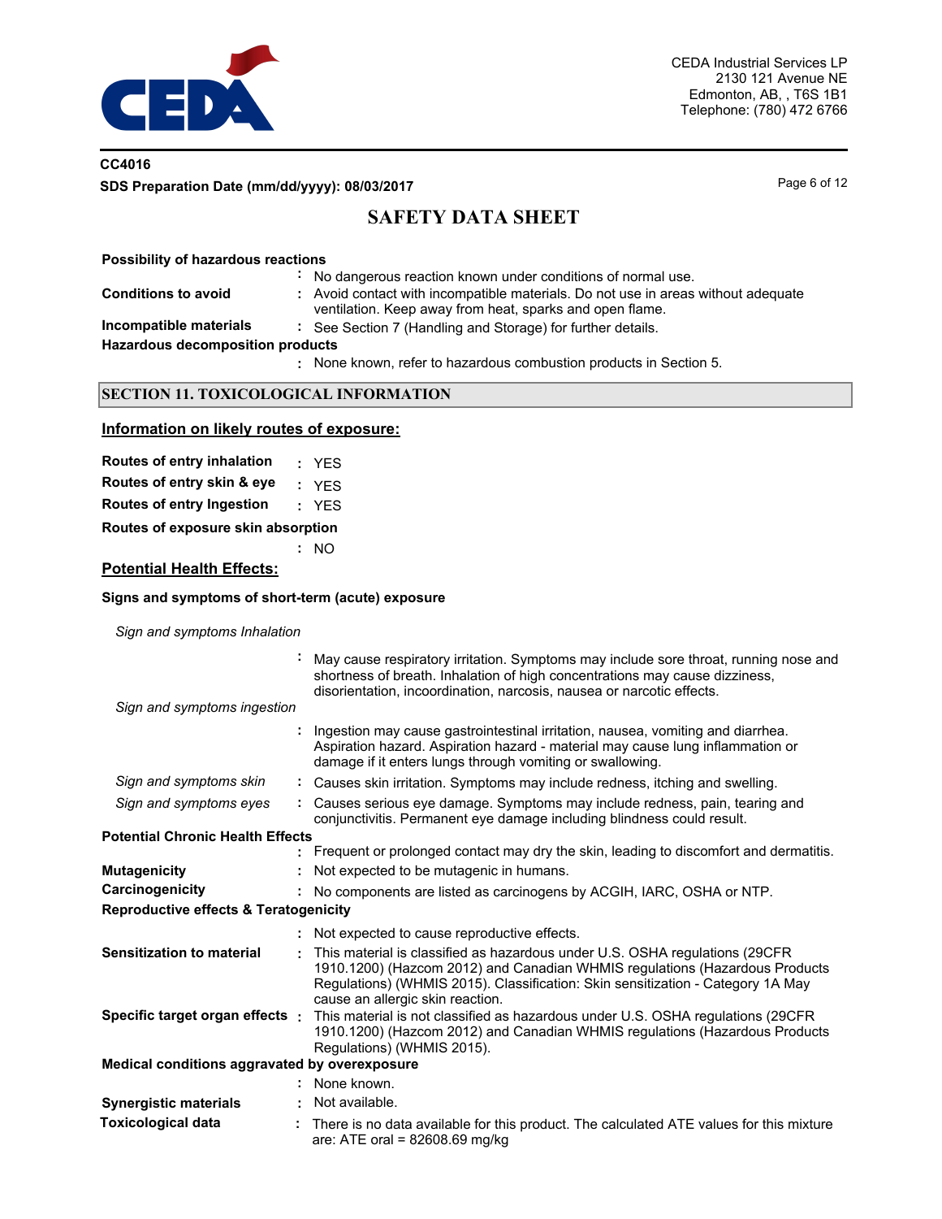**Possibility of hazardous reactions**

: No dangerous reaction known under conditions of normal use.

**Conditions to avoid** : Avoid contact with incompatible materials. Do not use in areas without adequate ventilation. Keep away from heat, sparks and open flame.

**Incompatible materials** : See Section 7 (Handling and Storage) for further details.

**Hazardous decomposition products**

: None known, refer to hazardous combustion products in Section 5.

## SECTION 11. TOXICOLOGICAL INFORMATION

### Information on likely routes of exposure:

**Routes of entry inhalation** : YES

**Routes of entry skin & eye** : YES

**Routes of entry Ingestion** : YES

**Routes of exposure skin absorption**

: NO

### Potential Health Effects:

**Signs and symptoms of short-term (acute) exposure**

*Sign and symptoms Inhalation*

: May cause respiratory irritation. Symptoms may include sore throat, running nose and shortness of breath. Inhalation of high concentrations may cause dizziness, disorientation, incoordination, narcosis, nausea or narcotic effects.

*Sign and symptoms ingestion*

: Ingestion may cause gastrointestinal irritation, nausea, vomiting and diarrhea. Aspiration hazard. Aspiration hazard - material may cause lung inflammation or damage if it enters lungs through vomiting or swallowing.

*Sign and symptoms skin* : Causes skin irritation. Symptoms may include redness, itching and swelling.

*Sign and symptoms eyes* : Causes serious eye damage. Symptoms may include redness, pain, tearing and conjunctivitis. Permanent eye damage including blindness could result.

**Potential Chronic Health Effects**

: Frequent or prolonged contact may dry the skin, leading to discomfort and dermatitis.

**Mutagenicity** : Not expected to be mutagenic in humans.

**Carcinogenicity** : No components are listed as carcinogens by ACGIH, IARC, OSHA or NTP.

**Reproductive effects & Teratogenicity**

: Not expected to cause reproductive effects.

**Sensitization to material** : This material is classified as hazardous under U.S. OSHA regulations (29CFR 1910.1200) (Hazcom 2012) and Canadian WHMIS regulations (Hazardous Products Regulations) (WHMIS 2015). Classification: Skin sensitization - Category 1A May cause an allergic skin reaction.

**Specific target organ effects** : This material is not classified as hazardous under U.S. OSHA regulations (29CFR 1910.1200) (Hazcom 2012) and Canadian WHMIS regulations (Hazardous Products Regulations) (WHMIS 2015).

**Medical conditions aggravated by overexposure**

: None known.

**Synergistic materials** : Not available.

**Toxicological data** : There is no data available for this product. The calculated ATE values for this mixture are: ATE oral = 82608.69 mg/kg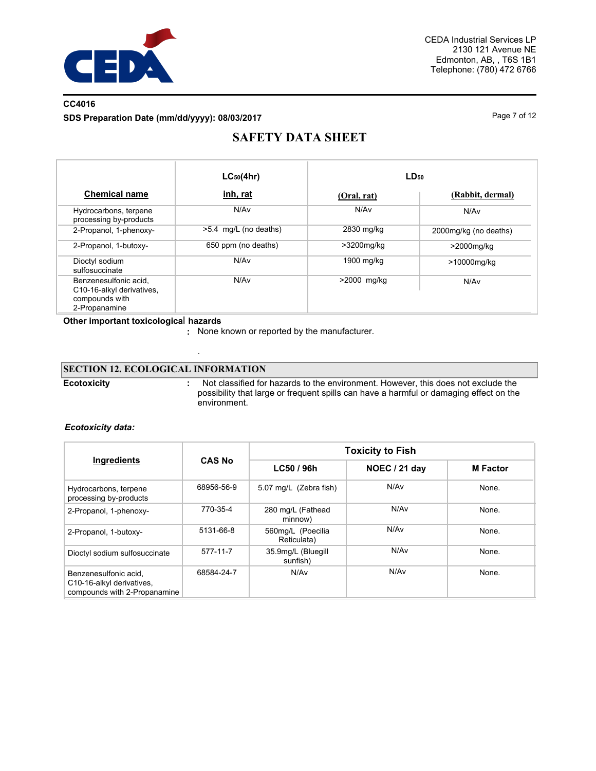| Chemical name | $LC_{50}$(4hr) inh, rat | $LD_{50}$ (Oral, rat) | $LD_{50}$ (Rabbit, dermal) |
|---|---|---|---|
| Hydrocarbons, terpene processing by-products | N/Av | N/Av | N/Av |
| 2-Propanol, 1-phenoxy- | >5.4 mg/L (no deaths) | 2830 mg/kg | 2000mg/kg (no deaths) |
| 2-Propanol, 1-butoxy- | 650 ppm (no deaths) | >3200mg/kg | >2000mg/kg |
| Dioctyl sodium sulfosuccinate | N/Av | 1900 mg/kg | >10000mg/kg |
| Benzenesulfonic acid, C10-16-alkyl derivatives, compounds with 2-Propanamine | N/Av | >2000 mg/kg | N/Av |

**Other important toxicological hazards**
: None known or reported by the manufacturer.

.

## SECTION 12. ECOLOGICAL INFORMATION

**Ecotoxicity** : Not classified for hazards to the environment. However, this does not exclude the possibility that large or frequent spills can have a harmful or damaging effect on the environment.

***Ecotoxicity data:***

| Ingredients | CAS No | Toxicity to Fish | | |
|---|---|---|---|---|
| | | LC50 / 96h | NOEC / 21 day | M Factor |
| Hydrocarbons, terpene processing by-products | 68956-56-9 | 5.07 mg/L (Zebra fish) | N/Av | None. |
| 2-Propanol, 1-phenoxy- | 770-35-4 | 280 mg/L (Fathead minnow) | N/Av | None. |
| 2-Propanol, 1-butoxy- | 5131-66-8 | 560mg/L (Poecilia Reticulata) | N/Av | None. |
| Dioctyl sodium sulfosuccinate | 577-11-7 | 35.9mg/L (Bluegill sunfish) | N/Av | None. |
| Benzenesulfonic acid, C10-16-alkyl derivatives, compounds with 2-Propanamine | 68584-24-7 | N/Av | N/Av | None. |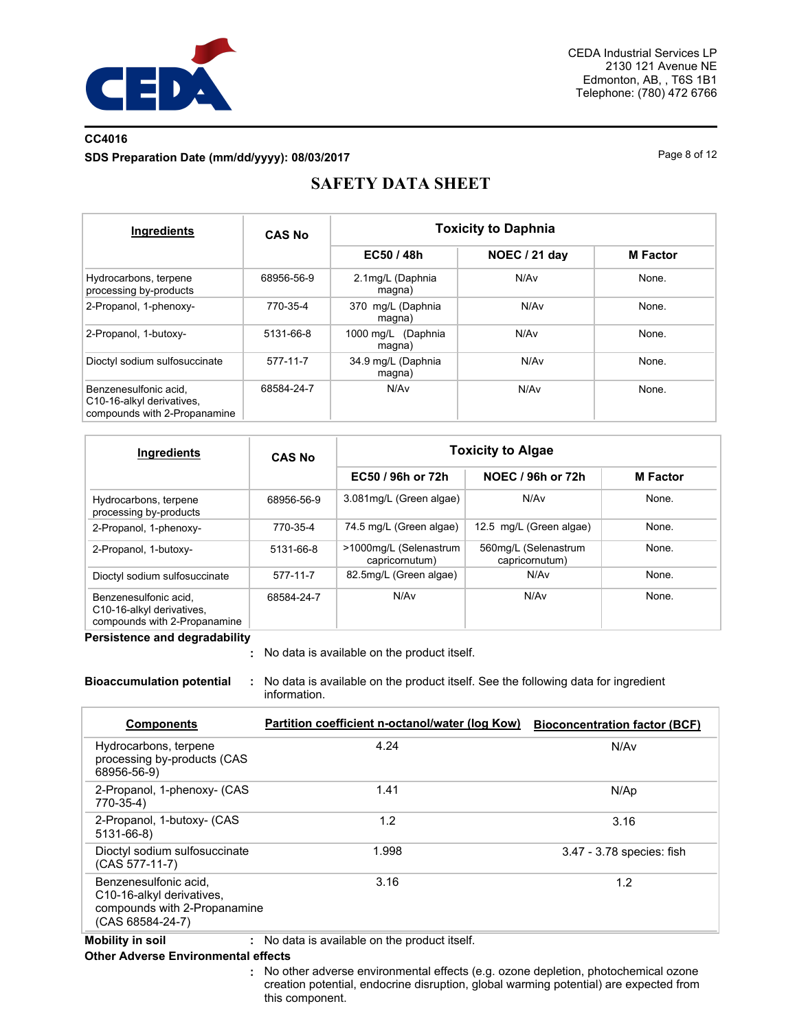CC4016

SDS Preparation Date (mm/dd/yyyy): 08/03/2017

# SAFETY DATA SHEET

| Ingredients | CAS No | Toxicity to Daphnia | | |
|---|---|---|---|---|
| | | EC50 / 48h | NOEC / 21 day | M Factor |
| Hydrocarbons, terpene processing by-products | 68956-56-9 | 2.1mg/L (Daphnia magna) | N/Av | None. |
| 2-Propanol, 1-phenoxy- | 770-35-4 | 370 mg/L (Daphnia magna) | N/Av | None. |
| 2-Propanol, 1-butoxy- | 5131-66-8 | 1000 mg/L (Daphnia magna) | N/Av | None. |
| Dioctyl sodium sulfosuccinate | 577-11-7 | 34.9 mg/L (Daphnia magna) | N/Av | None. |
| Benzenesulfonic acid, C10-16-alkyl derivatives, compounds with 2-Propanamine | 68584-24-7 | N/Av | N/Av | None. |

| Ingredients | CAS No | Toxicity to Algae | | |
|---|---|---|---|---|
| | | EC50 / 96h or 72h | NOEC / 96h or 72h | M Factor |
| Hydrocarbons, terpene processing by-products | 68956-56-9 | 3.081mg/L (Green algae) | N/Av | None. |
| 2-Propanol, 1-phenoxy- | 770-35-4 | 74.5 mg/L (Green algae) | 12.5 mg/L (Green algae) | None. |
| 2-Propanol, 1-butoxy- | 5131-66-8 | >1000mg/L (Selenastrum capricornutum) | 560mg/L (Selenastrum capricornutum) | None. |
| Dioctyl sodium sulfosuccinate | 577-11-7 | 82.5mg/L (Green algae) | N/Av | None. |
| Benzenesulfonic acid, C10-16-alkyl derivatives, compounds with 2-Propanamine | 68584-24-7 | N/Av | N/Av | None. |

**Persistence and degradability**

: No data is available on the product itself.

**Bioaccumulation potential** : No data is available on the product itself. See the following data for ingredient information.

| Components | Partition coefficient n-octanol/water (log Kow) | Bioconcentration factor (BCF) |
|---|---|---|
| Hydrocarbons, terpene processing by-products (CAS 68956-56-9) | 4.24 | N/Av |
| 2-Propanol, 1-phenoxy- (CAS 770-35-4) | 1.41 | N/Ap |
| 2-Propanol, 1-butoxy- (CAS 5131-66-8) | 1.2 | 3.16 |
| Dioctyl sodium sulfosuccinate (CAS 577-11-7) | 1.998 | 3.47 - 3.78 species: fish |
| Benzenesulfonic acid, C10-16-alkyl derivatives, compounds with 2-Propanamine (CAS 68584-24-7) | 3.16 | 1.2 |

**Mobility in soil** : No data is available on the product itself.

**Other Adverse Environmental effects**

: No other adverse environmental effects (e.g. ozone depletion, photochemical ozone creation potential, endocrine disruption, global warming potential) are expected from this component.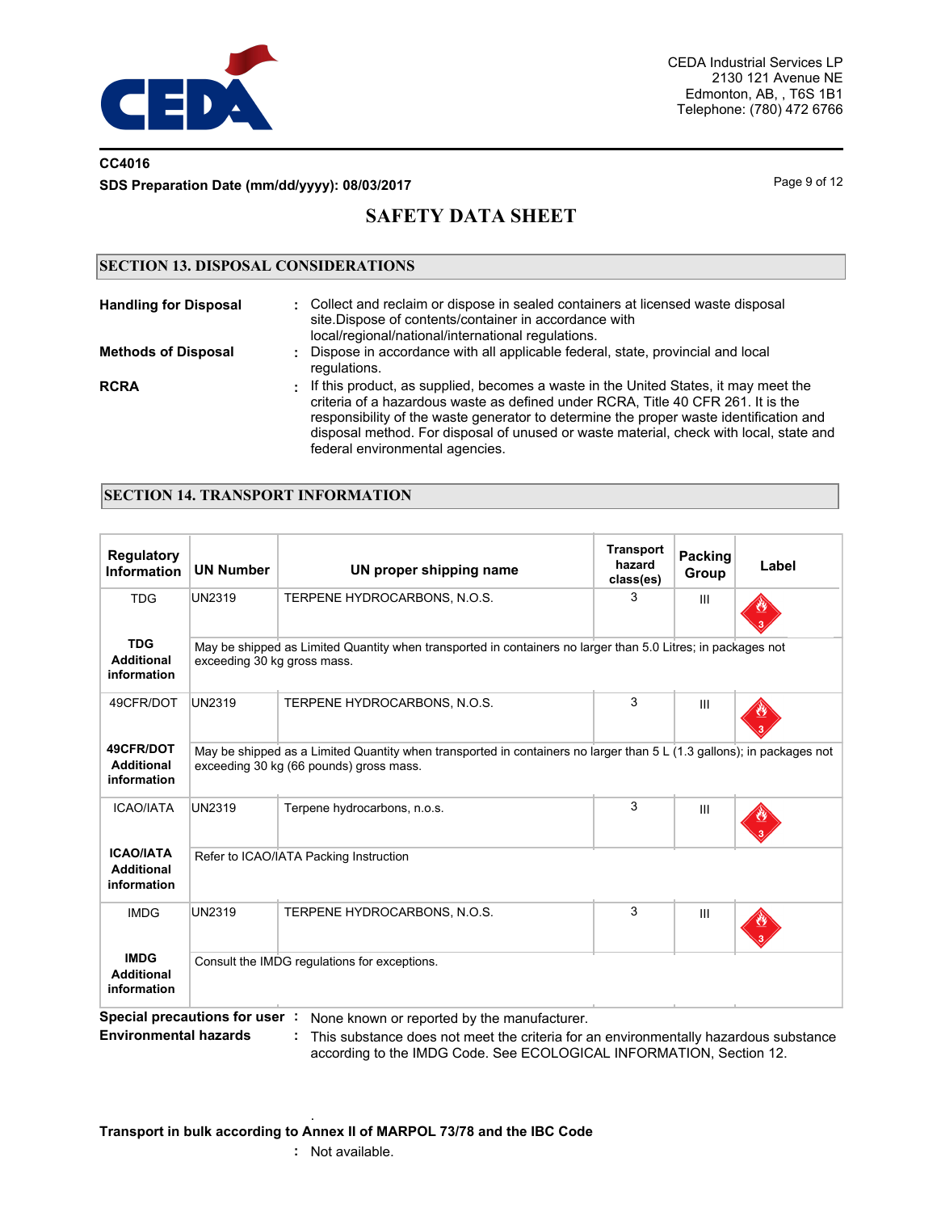CC4016

SDS Preparation Date (mm/dd/yyyy): 08/03/2017

# SAFETY DATA SHEET

## SECTION 13. DISPOSAL CONSIDERATIONS

**Handling for Disposal** : Collect and reclaim or dispose in sealed containers at licensed waste disposal site.Dispose of contents/container in accordance with local/regional/national/international regulations.

**Methods of Disposal** : Dispose in accordance with all applicable federal, state, provincial and local regulations.

**RCRA** : If this product, as supplied, becomes a waste in the United States, it may meet the criteria of a hazardous waste as defined under RCRA, Title 40 CFR 261. It is the responsibility of the waste generator to determine the proper waste identification and disposal method. For disposal of unused or waste material, check with local, state and federal environmental agencies.

## SECTION 14. TRANSPORT INFORMATION

| Regulatory Information | UN Number | UN proper shipping name | Transport hazard class(es) | Packing Group | Label |
|---|---|---|---|---|---|
| TDG | UN2319 | TERPENE HYDROCARBONS, N.O.S. | 3 | III | |
| **TDG Additional information** | May be shipped as Limited Quantity when transported in containers no larger than 5.0 Litres; in packages not exceeding 30 kg gross mass. | | | | |
| 49CFR/DOT | UN2319 | TERPENE HYDROCARBONS, N.O.S. | 3 | III | |
| **49CFR/DOT Additional information** | May be shipped as a Limited Quantity when transported in containers no larger than 5 L (1.3 gallons); in packages not exceeding 30 kg (66 pounds) gross mass. | | | | |
| ICAO/IATA | UN2319 | Terpene hydrocarbons, n.o.s. | 3 | III | |
| **ICAO/IATA Additional information** | Refer to ICAO/IATA Packing Instruction | | | | |
| IMDG | UN2319 | TERPENE HYDROCARBONS, N.O.S. | 3 | III | |
| **IMDG Additional information** | Consult the IMDG regulations for exceptions. | | | | |

**Special precautions for user** : None known or reported by the manufacturer.

**Environmental hazards** : This substance does not meet the criteria for an environmentally hazardous substance according to the IMDG Code. See ECOLOGICAL INFORMATION, Section 12.

**Transport in bulk according to Annex II of MARPOL 73/78 and the IBC Code**

: Not available.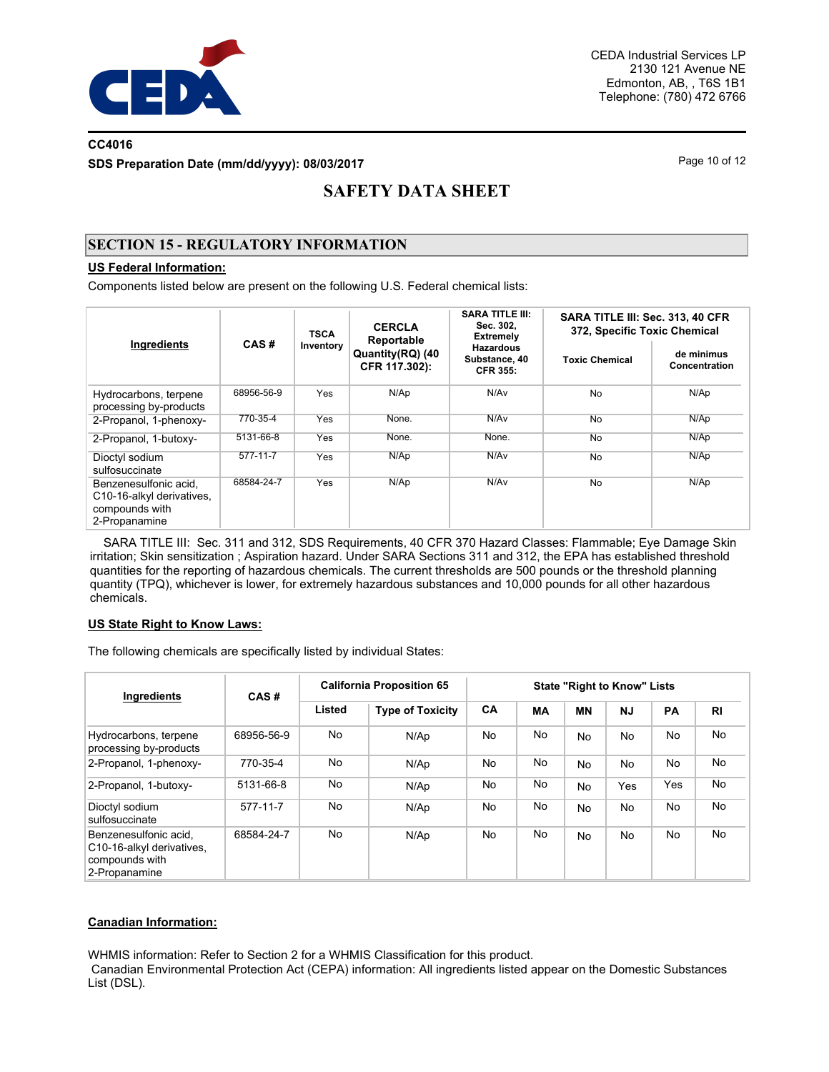CC4016

SDS Preparation Date (mm/dd/yyyy): 08/03/2017

# SAFETY DATA SHEET

## SECTION 15 - REGULATORY INFORMATION

### US Federal Information:

Components listed below are present on the following U.S. Federal chemical lists:

| Ingredients | CAS # | TSCA Inventory | CERCLA Reportable Quantity(RQ) (40 CFR 117.302): | SARA TITLE III: Sec. 302, Extremely Hazardous Substance, 40 CFR 355: | SARA TITLE III: Sec. 313, 40 CFR 372, Specific Toxic Chemical | |
|---|---|---|---|---|---|---|
| | | | | | Toxic Chemical | de minimus Concentration |
| Hydrocarbons, terpene processing by-products | 68956-56-9 | Yes | N/Ap | N/Av | No | N/Ap |
| 2-Propanol, 1-phenoxy- | 770-35-4 | Yes | None. | N/Av | No | N/Ap |
| 2-Propanol, 1-butoxy- | 5131-66-8 | Yes | None. | None. | No | N/Ap |
| Dioctyl sodium sulfosuccinate | 577-11-7 | Yes | N/Ap | N/Av | No | N/Ap |
| Benzenesulfonic acid, C10-16-alkyl derivatives, compounds with 2-Propanamine | 68584-24-7 | Yes | N/Ap | N/Av | No | N/Ap |

SARA TITLE III: Sec. 311 and 312, SDS Requirements, 40 CFR 370 Hazard Classes: Flammable; Eye Damage Skin irritation; Skin sensitization ; Aspiration hazard. Under SARA Sections 311 and 312, the EPA has established threshold quantities for the reporting of hazardous chemicals. The current thresholds are 500 pounds or the threshold planning quantity (TPQ), whichever is lower, for extremely hazardous substances and 10,000 pounds for all other hazardous chemicals.

### US State Right to Know Laws:

The following chemicals are specifically listed by individual States:

| Ingredients | CAS # | California Proposition 65 | | State "Right to Know" Lists | | | | | |
|---|---|---|---|---|---|---|---|---|---|
| | | Listed | Type of Toxicity | CA | MA | MN | NJ | PA | RI |
| Hydrocarbons, terpene processing by-products | 68956-56-9 | No | N/Ap | No | No | No | No | No | No |
| 2-Propanol, 1-phenoxy- | 770-35-4 | No | N/Ap | No | No | No | No | No | No |
| 2-Propanol, 1-butoxy- | 5131-66-8 | No | N/Ap | No | No | No | Yes | Yes | No |
| Dioctyl sodium sulfosuccinate | 577-11-7 | No | N/Ap | No | No | No | No | No | No |
| Benzenesulfonic acid, C10-16-alkyl derivatives, compounds with 2-Propanamine | 68584-24-7 | No | N/Ap | No | No | No | No | No | No |

### Canadian Information:

WHMIS information: Refer to Section 2 for a WHMIS Classification for this product.

Canadian Environmental Protection Act (CEPA) information: All ingredients listed appear on the Domestic Substances List (DSL).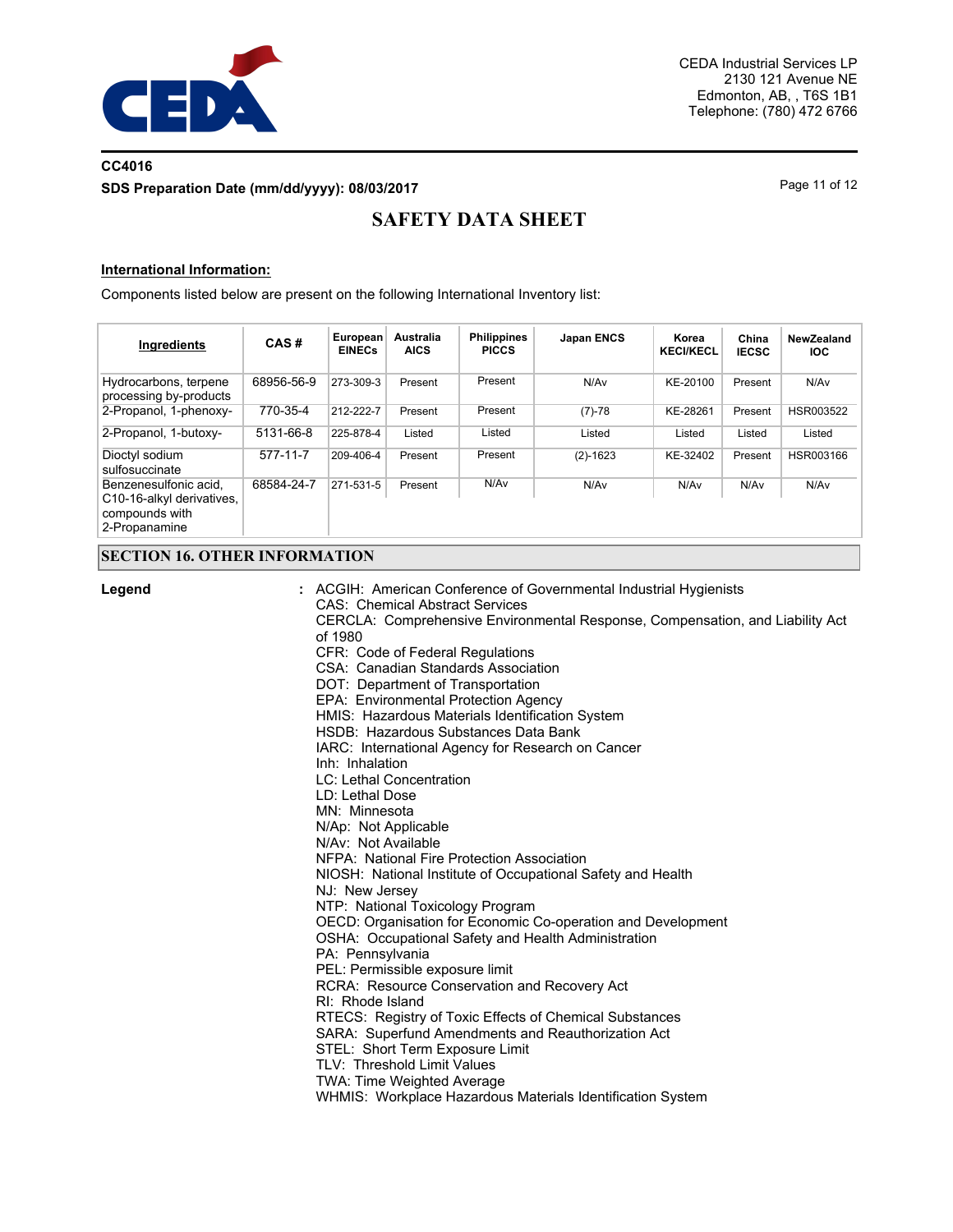## International Information:

Components listed below are present on the following International Inventory list:

| Ingredients | CAS # | European EINECs | Australia AICS | Philippines PICCS | Japan ENCS | Korea KECI/KECL | China IECSC | NewZealand IOC |
|---|---|---|---|---|---|---|---|---|
| Hydrocarbons, terpene processing by-products | 68956-56-9 | 273-309-3 | Present | Present | N/Av | KE-20100 | Present | N/Av |
| 2-Propanol, 1-phenoxy- | 770-35-4 | 212-222-7 | Present | Present | (7)-78 | KE-28261 | Present | HSR003522 |
| 2-Propanol, 1-butoxy- | 5131-66-8 | 225-878-4 | Listed | Listed | Listed | Listed | Listed | Listed |
| Dioctyl sodium sulfosuccinate | 577-11-7 | 209-406-4 | Present | Present | (2)-1623 | KE-32402 | Present | HSR003166 |
| Benzenesulfonic acid, C10-16-alkyl derivatives, compounds with 2-Propanamine | 68584-24-7 | 271-531-5 | Present | N/Av | N/Av | N/Av | N/Av | N/Av |

## SECTION 16. OTHER INFORMATION

**Legend** :

ACGIH: American Conference of Governmental Industrial Hygienists
CAS: Chemical Abstract Services
CERCLA: Comprehensive Environmental Response, Compensation, and Liability Act of 1980
CFR: Code of Federal Regulations
CSA: Canadian Standards Association
DOT: Department of Transportation
EPA: Environmental Protection Agency
HMIS: Hazardous Materials Identification System
HSDB: Hazardous Substances Data Bank
IARC: International Agency for Research on Cancer
Inh: Inhalation
LC: Lethal Concentration
LD: Lethal Dose
MN: Minnesota
N/Ap: Not Applicable
N/Av: Not Available
NFPA: National Fire Protection Association
NIOSH: National Institute of Occupational Safety and Health
NJ: New Jersey
NTP: National Toxicology Program
OECD: Organisation for Economic Co-operation and Development
OSHA: Occupational Safety and Health Administration
PA: Pennsylvania
PEL: Permissible exposure limit
RCRA: Resource Conservation and Recovery Act
RI: Rhode Island
RTECS: Registry of Toxic Effects of Chemical Substances
SARA: Superfund Amendments and Reauthorization Act
STEL: Short Term Exposure Limit
TLV: Threshold Limit Values
TWA: Time Weighted Average
WHMIS: Workplace Hazardous Materials Identification System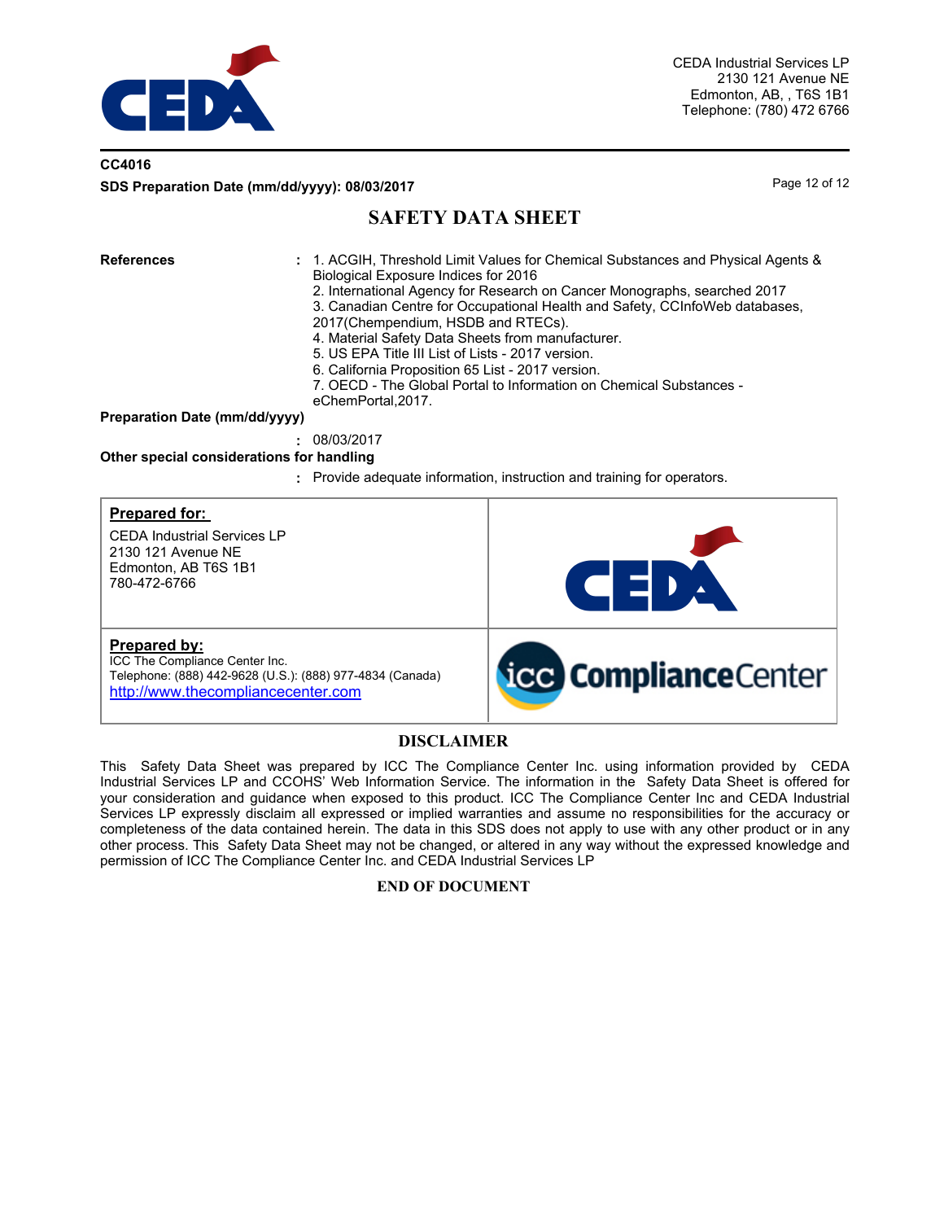**CC4016**

**SDS Preparation Date (mm/dd/yyyy): 08/03/2017**

# SAFETY DATA SHEET

**References** : 1. ACGIH, Threshold Limit Values for Chemical Substances and Physical Agents & Biological Exposure Indices for 2016
2. International Agency for Research on Cancer Monographs, searched 2017
3. Canadian Centre for Occupational Health and Safety, CCInfoWeb databases, 2017(Chempendium, HSDB and RTECs).
4. Material Safety Data Sheets from manufacturer.
5. US EPA Title III List of Lists - 2017 version.
6. California Proposition 65 List - 2017 version.
7. OECD - The Global Portal to Information on Chemical Substances - eChemPortal,2017.

**Preparation Date (mm/dd/yyyy)**
: 08/03/2017

**Other special considerations for handling**
: Provide adequate information, instruction and training for operators.

| | |
|---|---|
| **Prepared for:** CEDA Industrial Services LP, 2130 121 Avenue NE, Edmonton, AB T6S 1B1, 780-472-6766 | CEDA |
| **Prepared by:** ICC The Compliance Center Inc. Telephone: (888) 442-9628 (U.S.): (888) 977-4834 (Canada) http://www.thecompliancecenter.com | icc ComplianceCenter |

## DISCLAIMER

This Safety Data Sheet was prepared by ICC The Compliance Center Inc. using information provided by CEDA Industrial Services LP and CCOHS' Web Information Service. The information in the Safety Data Sheet is offered for your consideration and guidance when exposed to this product. ICC The Compliance Center Inc and CEDA Industrial Services LP expressly disclaim all expressed or implied warranties and assume no responsibilities for the accuracy or completeness of the data contained herein. The data in this SDS does not apply to use with any other product or in any other process. This Safety Data Sheet may not be changed, or altered in any way without the expressed knowledge and permission of ICC The Compliance Center Inc. and CEDA Industrial Services LP

**END OF DOCUMENT**